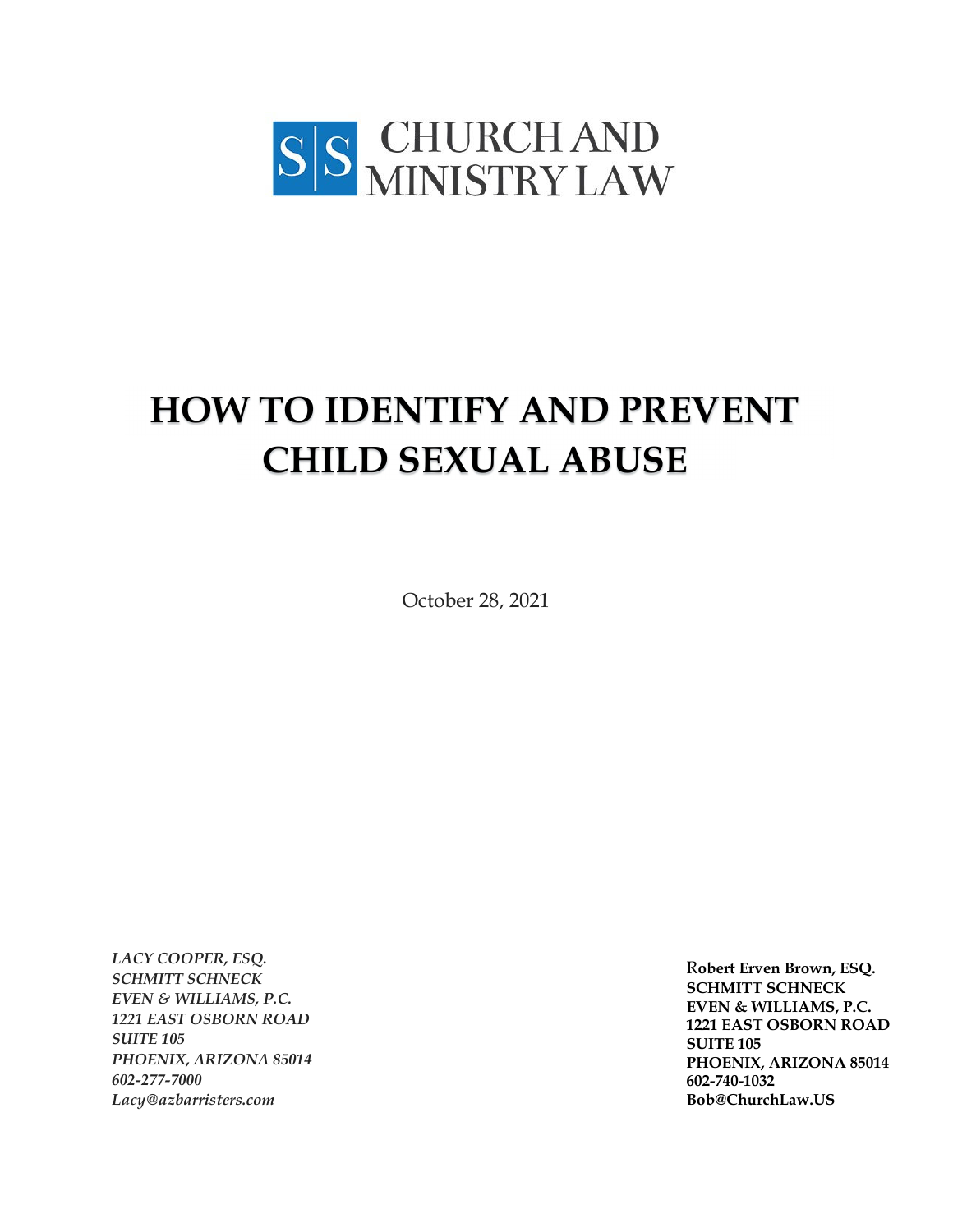S|S CHURCH AND MINISTRY LAW

# HOW TO IDENTIFY AND PREVENT CHILD SEXUAL ABUSE

October 28, 2021

*LACY COOPER, ESQ.*
*SCHMITT SCHNECK*
*EVEN & WILLIAMS, P.C.*
*1221 EAST OSBORN ROAD*
*SUITE 105*
*PHOENIX, ARIZONA 85014*
*602-277-7000*
*Lacy@azbarristers.com*

**Robert Erven Brown, ESQ.**
**SCHMITT SCHNECK**
**EVEN & WILLIAMS, P.C.**
**1221 EAST OSBORN ROAD**
**SUITE 105**
**PHOENIX, ARIZONA 85014**
**602-740-1032**
**Bob@ChurchLaw.US**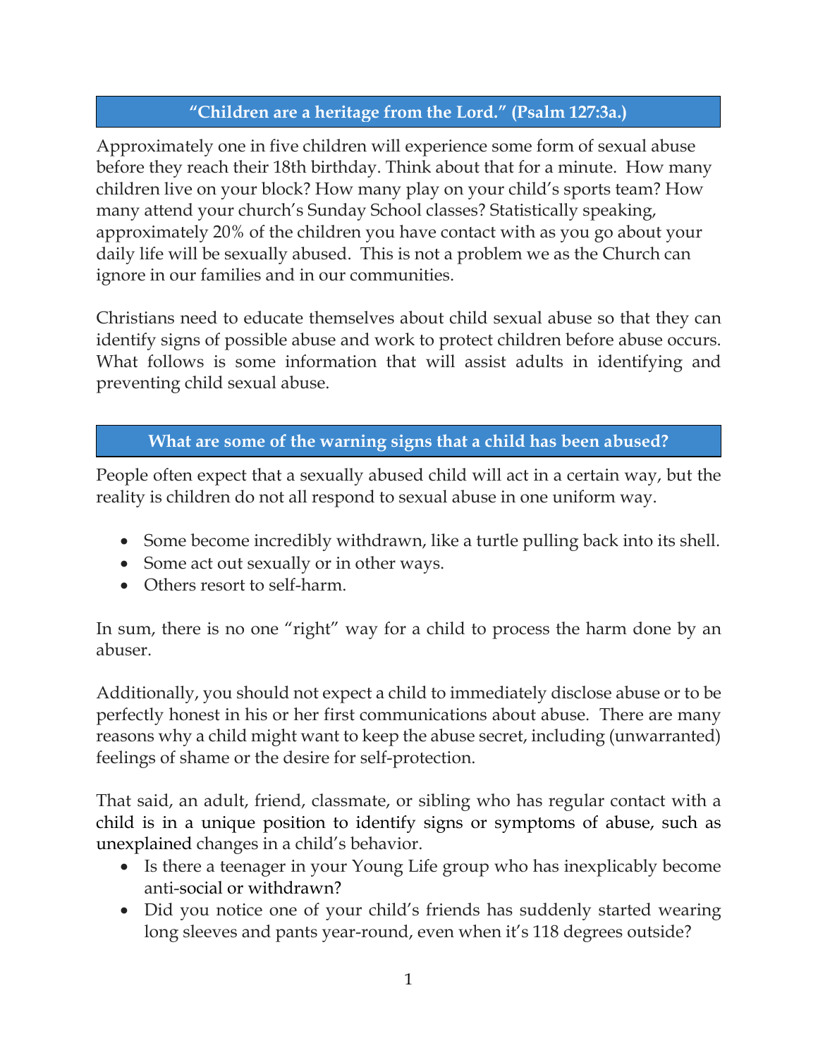## “Children are a heritage from the Lord.” (Psalm 127:3a.)

Approximately one in five children will experience some form of sexual abuse before they reach their 18th birthday. Think about that for a minute. How many children live on your block? How many play on your child’s sports team? How many attend your church’s Sunday School classes? Statistically speaking, approximately 20% of the children you have contact with as you go about your daily life will be sexually abused. This is not a problem we as the Church can ignore in our families and in our communities.

Christians need to educate themselves about child sexual abuse so that they can identify signs of possible abuse and work to protect children before abuse occurs. What follows is some information that will assist adults in identifying and preventing child sexual abuse.

## What are some of the warning signs that a child has been abused?

People often expect that a sexually abused child will act in a certain way, but the reality is children do not all respond to sexual abuse in one uniform way.

- Some become incredibly withdrawn, like a turtle pulling back into its shell.
- Some act out sexually or in other ways.
- Others resort to self-harm.

In sum, there is no one “right” way for a child to process the harm done by an abuser.

Additionally, you should not expect a child to immediately disclose abuse or to be perfectly honest in his or her first communications about abuse. There are many reasons why a child might want to keep the abuse secret, including (unwarranted) feelings of shame or the desire for self-protection.

That said, an adult, friend, classmate, or sibling who has regular contact with a child is in a unique position to identify signs or symptoms of abuse, such as unexplained changes in a child’s behavior.

- Is there a teenager in your Young Life group who has inexplicably become anti-social or withdrawn?
- Did you notice one of your child’s friends has suddenly started wearing long sleeves and pants year-round, even when it’s 118 degrees outside?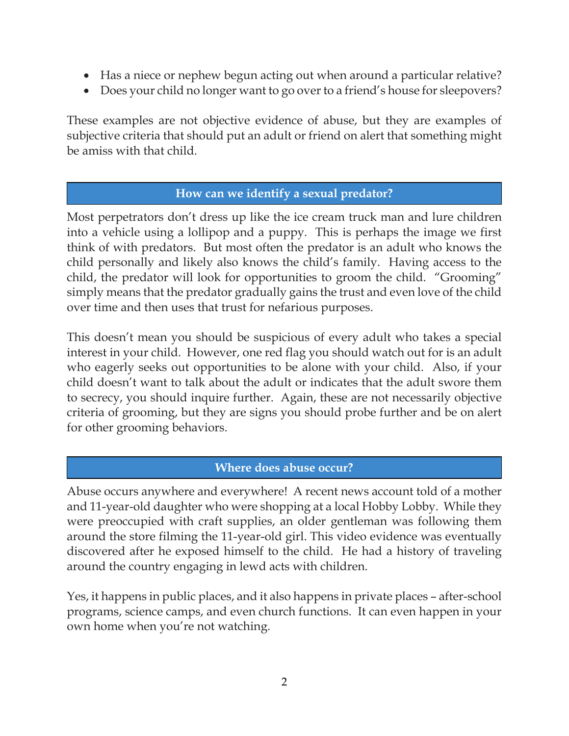- Has a niece or nephew begun acting out when around a particular relative?
- Does your child no longer want to go over to a friend's house for sleepovers?

These examples are not objective evidence of abuse, but they are examples of subjective criteria that should put an adult or friend on alert that something might be amiss with that child.

## How can we identify a sexual predator?

Most perpetrators don't dress up like the ice cream truck man and lure children into a vehicle using a lollipop and a puppy. This is perhaps the image we first think of with predators. But most often the predator is an adult who knows the child personally and likely also knows the child's family. Having access to the child, the predator will look for opportunities to groom the child. "Grooming" simply means that the predator gradually gains the trust and even love of the child over time and then uses that trust for nefarious purposes.

This doesn't mean you should be suspicious of every adult who takes a special interest in your child. However, one red flag you should watch out for is an adult who eagerly seeks out opportunities to be alone with your child. Also, if your child doesn't want to talk about the adult or indicates that the adult swore them to secrecy, you should inquire further. Again, these are not necessarily objective criteria of grooming, but they are signs you should probe further and be on alert for other grooming behaviors.

## Where does abuse occur?

Abuse occurs anywhere and everywhere! A recent news account told of a mother and 11-year-old daughter who were shopping at a local Hobby Lobby. While they were preoccupied with craft supplies, an older gentleman was following them around the store filming the 11-year-old girl. This video evidence was eventually discovered after he exposed himself to the child. He had a history of traveling around the country engaging in lewd acts with children.

Yes, it happens in public places, and it also happens in private places – after-school programs, science camps, and even church functions. It can even happen in your own home when you're not watching.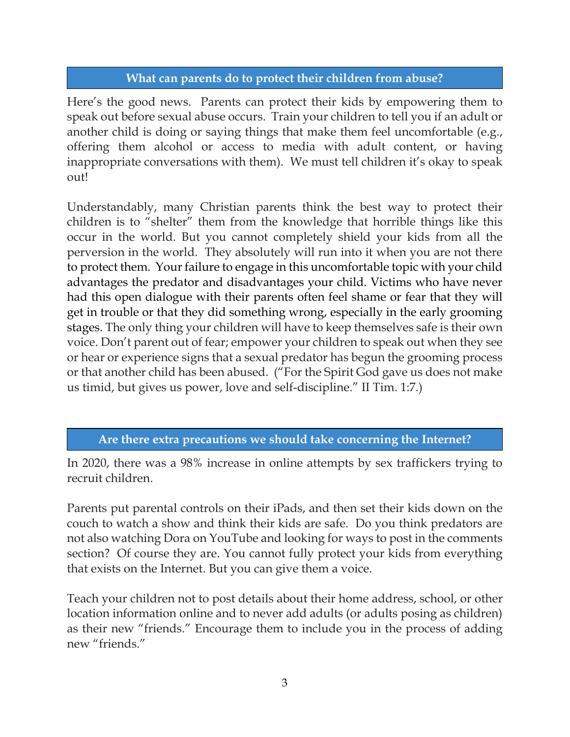## What can parents do to protect their children from abuse?

Here's the good news. Parents can protect their kids by empowering them to speak out before sexual abuse occurs. Train your children to tell you if an adult or another child is doing or saying things that make them feel uncomfortable (e.g., offering them alcohol or access to media with adult content, or having inappropriate conversations with them). We must tell children it's okay to speak out!

Understandably, many Christian parents think the best way to protect their children is to "shelter" them from the knowledge that horrible things like this occur in the world. But you cannot completely shield your kids from all the perversion in the world. They absolutely will run into it when you are not there to protect them. Your failure to engage in this uncomfortable topic with your child advantages the predator and disadvantages your child. Victims who have never had this open dialogue with their parents often feel shame or fear that they will get in trouble or that they did something wrong, especially in the early grooming stages. The only thing your children will have to keep themselves safe is their own voice. Don't parent out of fear; empower your children to speak out when they see or hear or experience signs that a sexual predator has begun the grooming process or that another child has been abused. ("For the Spirit God gave us does not make us timid, but gives us power, love and self-discipline." II Tim. 1:7.)

## Are there extra precautions we should take concerning the Internet?

In 2020, there was a 98% increase in online attempts by sex traffickers trying to recruit children.

Parents put parental controls on their iPads, and then set their kids down on the couch to watch a show and think their kids are safe. Do you think predators are not also watching Dora on YouTube and looking for ways to post in the comments section? Of course they are. You cannot fully protect your kids from everything that exists on the Internet. But you can give them a voice.

Teach your children not to post details about their home address, school, or other location information online and to never add adults (or adults posing as children) as their new "friends." Encourage them to include you in the process of adding new "friends."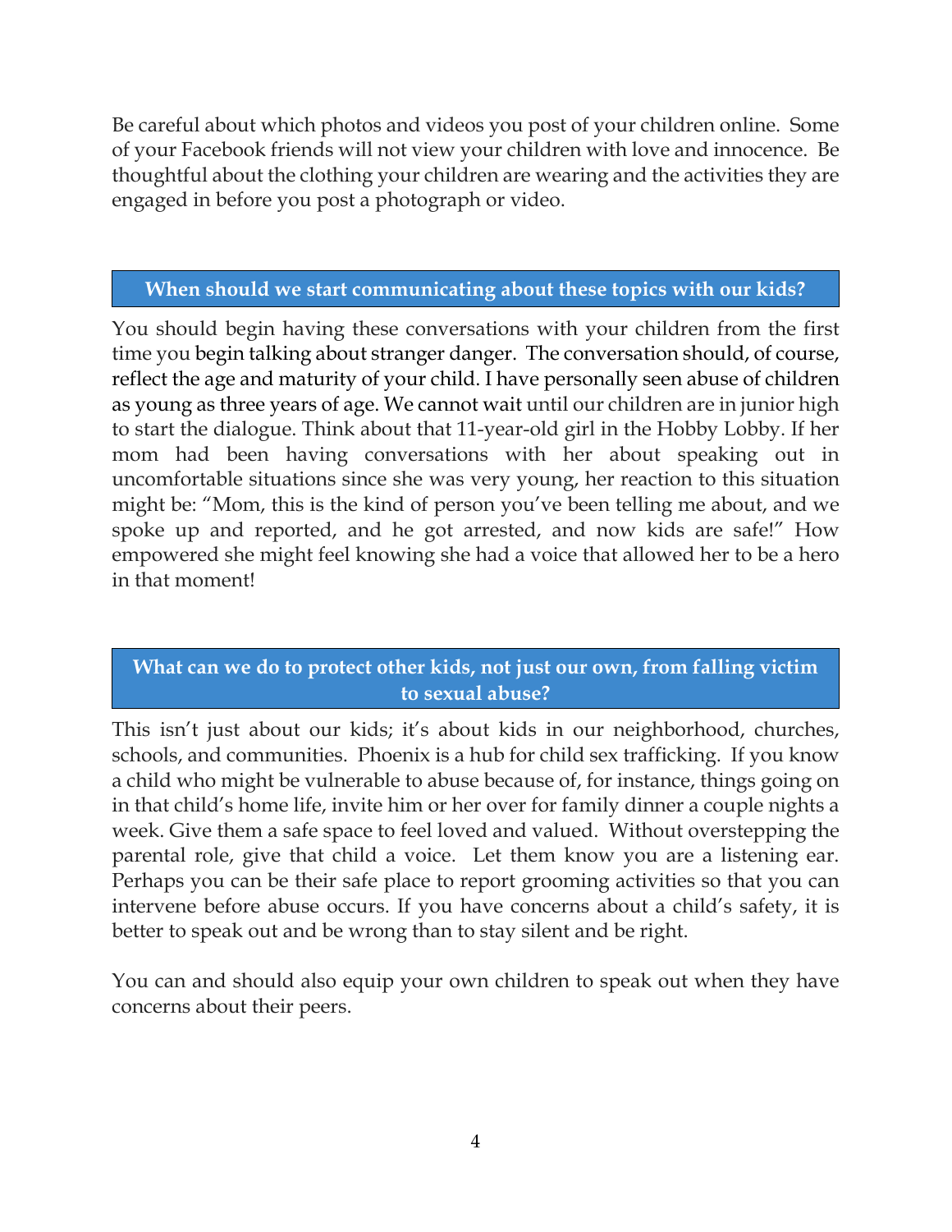Be careful about which photos and videos you post of your children online. Some of your Facebook friends will not view your children with love and innocence. Be thoughtful about the clothing your children are wearing and the activities they are engaged in before you post a photograph or video.

## When should we start communicating about these topics with our kids?

You should begin having these conversations with your children from the first time you begin talking about stranger danger. The conversation should, of course, reflect the age and maturity of your child. I have personally seen abuse of children as young as three years of age. We cannot wait until our children are in junior high to start the dialogue. Think about that 11-year-old girl in the Hobby Lobby. If her mom had been having conversations with her about speaking out in uncomfortable situations since she was very young, her reaction to this situation might be: "Mom, this is the kind of person you've been telling me about, and we spoke up and reported, and he got arrested, and now kids are safe!" How empowered she might feel knowing she had a voice that allowed her to be a hero in that moment!

## What can we do to protect other kids, not just our own, from falling victim to sexual abuse?

This isn't just about our kids; it's about kids in our neighborhood, churches, schools, and communities. Phoenix is a hub for child sex trafficking. If you know a child who might be vulnerable to abuse because of, for instance, things going on in that child's home life, invite him or her over for family dinner a couple nights a week. Give them a safe space to feel loved and valued. Without overstepping the parental role, give that child a voice. Let them know you are a listening ear. Perhaps you can be their safe place to report grooming activities so that you can intervene before abuse occurs. If you have concerns about a child's safety, it is better to speak out and be wrong than to stay silent and be right.

You can and should also equip your own children to speak out when they have concerns about their peers.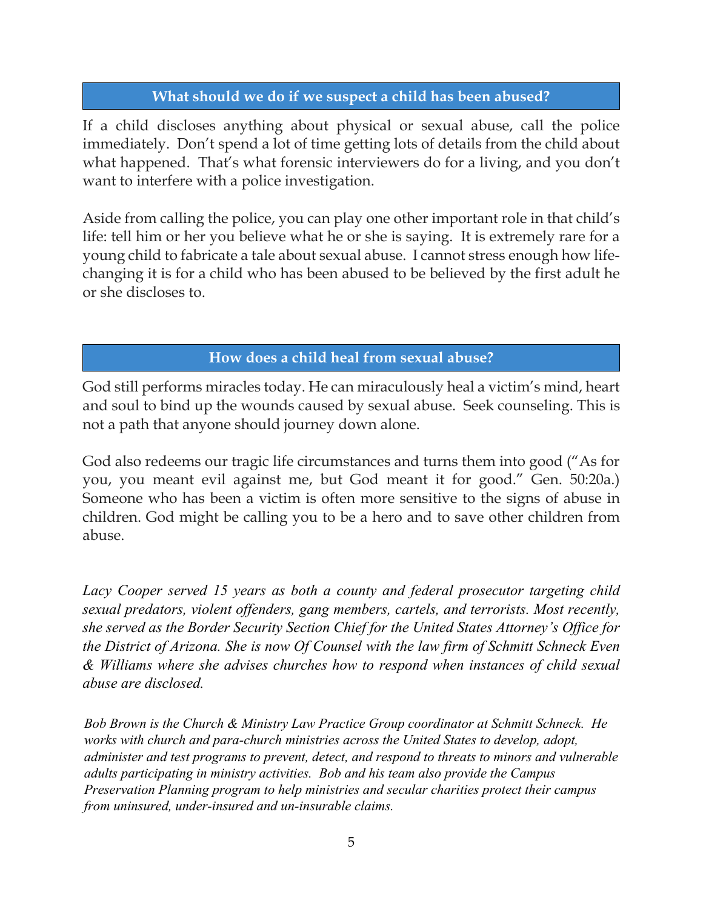## What should we do if we suspect a child has been abused?

If a child discloses anything about physical or sexual abuse, call the police immediately. Don't spend a lot of time getting lots of details from the child about what happened. That's what forensic interviewers do for a living, and you don't want to interfere with a police investigation.

Aside from calling the police, you can play one other important role in that child's life: tell him or her you believe what he or she is saying. It is extremely rare for a young child to fabricate a tale about sexual abuse. I cannot stress enough how life-changing it is for a child who has been abused to be believed by the first adult he or she discloses to.

## How does a child heal from sexual abuse?

God still performs miracles today. He can miraculously heal a victim's mind, heart and soul to bind up the wounds caused by sexual abuse. Seek counseling. This is not a path that anyone should journey down alone.

God also redeems our tragic life circumstances and turns them into good ("As for you, you meant evil against me, but God meant it for good." Gen. 50:20a.) Someone who has been a victim is often more sensitive to the signs of abuse in children. God might be calling you to be a hero and to save other children from abuse.

*Lacy Cooper served 15 years as both a county and federal prosecutor targeting child sexual predators, violent offenders, gang members, cartels, and terrorists. Most recently, she served as the Border Security Section Chief for the United States Attorney's Office for the District of Arizona. She is now Of Counsel with the law firm of Schmitt Schneck Even & Williams where she advises churches how to respond when instances of child sexual abuse are disclosed.*

*Bob Brown is the Church & Ministry Law Practice Group coordinator at Schmitt Schneck. He works with church and para-church ministries across the United States to develop, adopt, administer and test programs to prevent, detect, and respond to threats to minors and vulnerable adults participating in ministry activities. Bob and his team also provide the Campus Preservation Planning program to help ministries and secular charities protect their campus from uninsured, under-insured and un-insurable claims.*